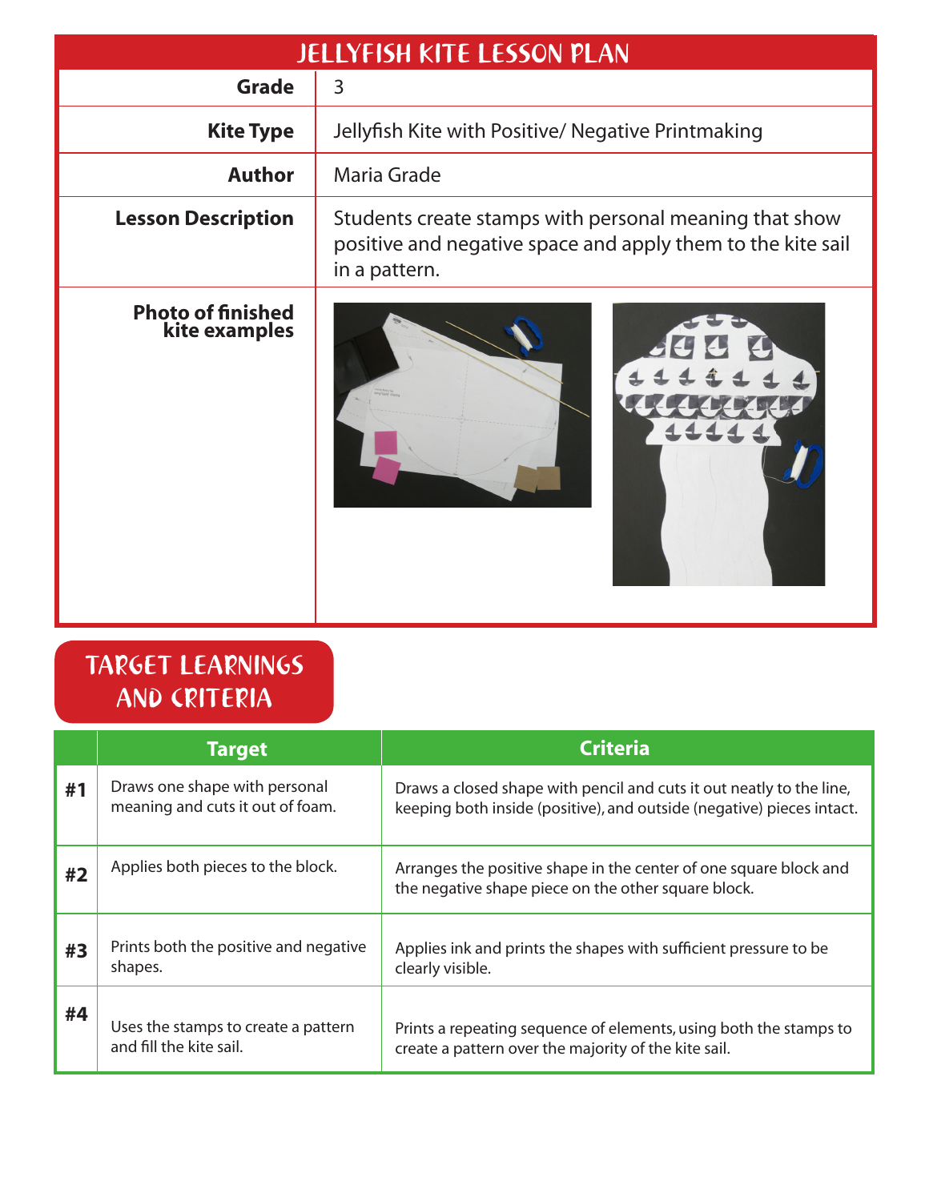# JELLYFISH KITE LESSON PLAN

| | |
|---|---|
| **Grade** | 3 |
| **Kite Type** | Jellyfish Kite with Positive/ Negative Printmaking |
| **Author** | Maria Grade |
| **Lesson Description** | Students create stamps with personal meaning that show positive and negative space and apply them to the kite sail in a pattern. |
| **Photo of finished kite examples** | |

## TARGET LEARNINGS AND CRITERIA

| | Target | Criteria |
|---|---|---|
| **#1** | Draws one shape with personal meaning and cuts it out of foam. | Draws a closed shape with pencil and cuts it out neatly to the line, keeping both inside (positive), and outside (negative) pieces intact. |
| **#2** | Applies both pieces to the block. | Arranges the positive shape in the center of one square block and the negative shape piece on the other square block. |
| **#3** | Prints both the positive and negative shapes. | Applies ink and prints the shapes with sufficient pressure to be clearly visible. |
| **#4** | Uses the stamps to create a pattern and fill the kite sail. | Prints a repeating sequence of elements, using both the stamps to create a pattern over the majority of the kite sail. |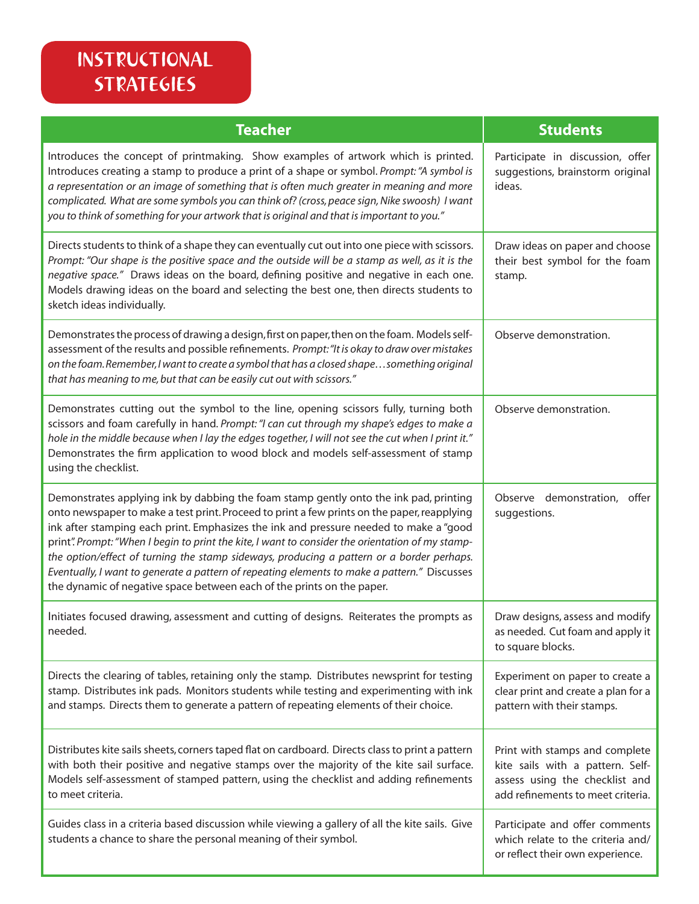# Instructional Strategies

| Teacher | Students |
|---|---|
| Introduces the concept of printmaking. Show examples of artwork which is printed. Introduces creating a stamp to produce a print of a shape or symbol. *Prompt: "A symbol is a representation or an image of something that is often much greater in meaning and more complicated. What are some symbols you can think of? (cross, peace sign, Nike swoosh) I want you to think of something for your artwork that is original and that is important to you."* | Participate in discussion, offer suggestions, brainstorm original ideas. |
| Directs students to think of a shape they can eventually cut out into one piece with scissors. *Prompt: "Our shape is the positive space and the outside will be a stamp as well, as it is the negative space."* Draws ideas on the board, defining positive and negative in each one. Models drawing ideas on the board and selecting the best one, then directs students to sketch ideas individually. | Draw ideas on paper and choose their best symbol for the foam stamp. |
| Demonstrates the process of drawing a design, first on paper, then on the foam. Models self-assessment of the results and possible refinements. *Prompt: "It is okay to draw over mistakes on the foam. Remember, I want to create a symbol that has a closed shape…something original that has meaning to me, but that can be easily cut out with scissors."* | Observe demonstration. |
| Demonstrates cutting out the symbol to the line, opening scissors fully, turning both scissors and foam carefully in hand. *Prompt: "I can cut through my shape's edges to make a hole in the middle because when I lay the edges together, I will not see the cut when I print it."* Demonstrates the firm application to wood block and models self-assessment of stamp using the checklist. | Observe demonstration. |
| Demonstrates applying ink by dabbing the foam stamp gently onto the ink pad, printing onto newspaper to make a test print. Proceed to print a few prints on the paper, reapplying ink after stamping each print. Emphasizes the ink and pressure needed to make a "good print". *Prompt: "When I begin to print the kite, I want to consider the orientation of my stamp- the option/effect of turning the stamp sideways, producing a pattern or a border perhaps. Eventually, I want to generate a pattern of repeating elements to make a pattern."* Discusses the dynamic of negative space between each of the prints on the paper. | Observe demonstration, offer suggestions. |
| Initiates focused drawing, assessment and cutting of designs. Reiterates the prompts as needed. | Draw designs, assess and modify as needed. Cut foam and apply it to square blocks. |
| Directs the clearing of tables, retaining only the stamp. Distributes newsprint for testing stamp. Distributes ink pads. Monitors students while testing and experimenting with ink and stamps. Directs them to generate a pattern of repeating elements of their choice. | Experiment on paper to create a clear print and create a plan for a pattern with their stamps. |
| Distributes kite sails sheets, corners taped flat on cardboard. Directs class to print a pattern with both their positive and negative stamps over the majority of the kite sail surface. Models self-assessment of stamped pattern, using the checklist and adding refinements to meet criteria. | Print with stamps and complete kite sails with a pattern. Self-assess using the checklist and add refinements to meet criteria. |
| Guides class in a criteria based discussion while viewing a gallery of all the kite sails. Give students a chance to share the personal meaning of their symbol. | Participate and offer comments which relate to the criteria and/or reflect their own experience. |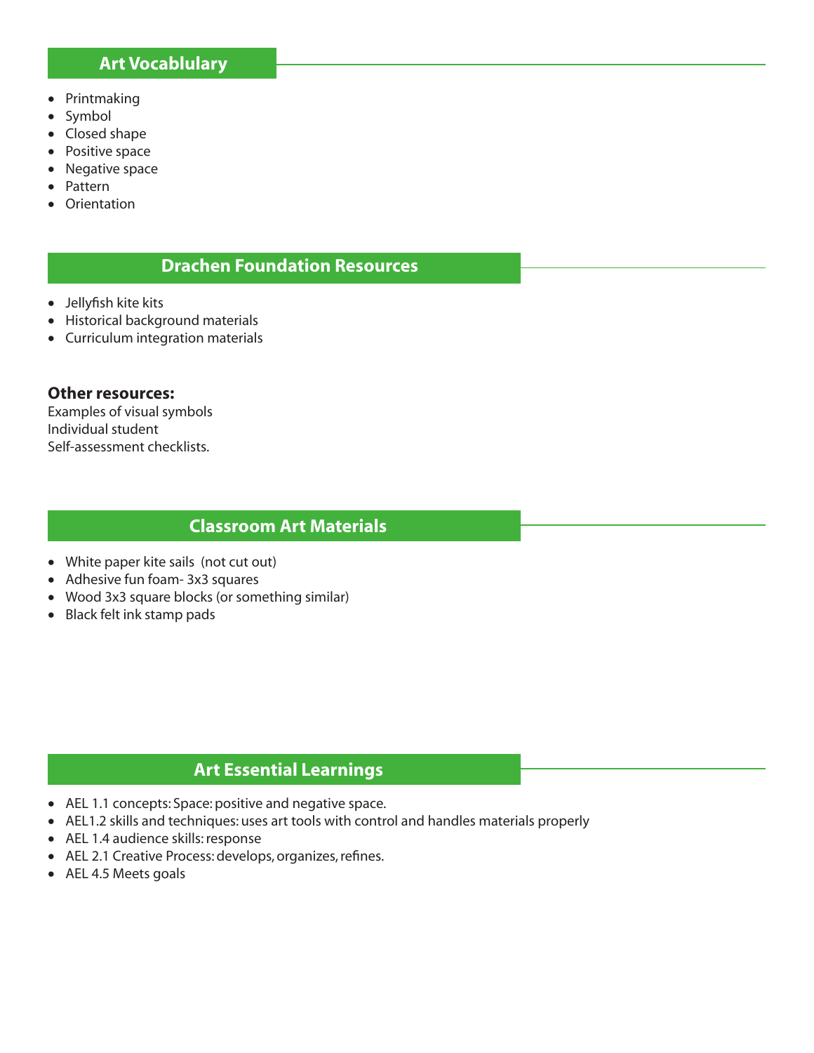## Art Vocablulary

- Printmaking
- Symbol
- Closed shape
- Positive space
- Negative space
- Pattern
- Orientation

## Drachen Foundation Resources

- Jellyfish kite kits
- Historical background materials
- Curriculum integration materials

**Other resources:**
Examples of visual symbols
Individual student
Self-assessment checklists.

## Classroom Art Materials

- White paper kite sails (not cut out)
- Adhesive fun foam- 3x3 squares
- Wood 3x3 square blocks (or something similar)
- Black felt ink stamp pads

## Art Essential Learnings

- AEL 1.1 concepts: Space: positive and negative space.
- AEL1.2 skills and techniques: uses art tools with control and handles materials properly
- AEL 1.4 audience skills: response
- AEL 2.1 Creative Process: develops, organizes, refines.
- AEL 4.5 Meets goals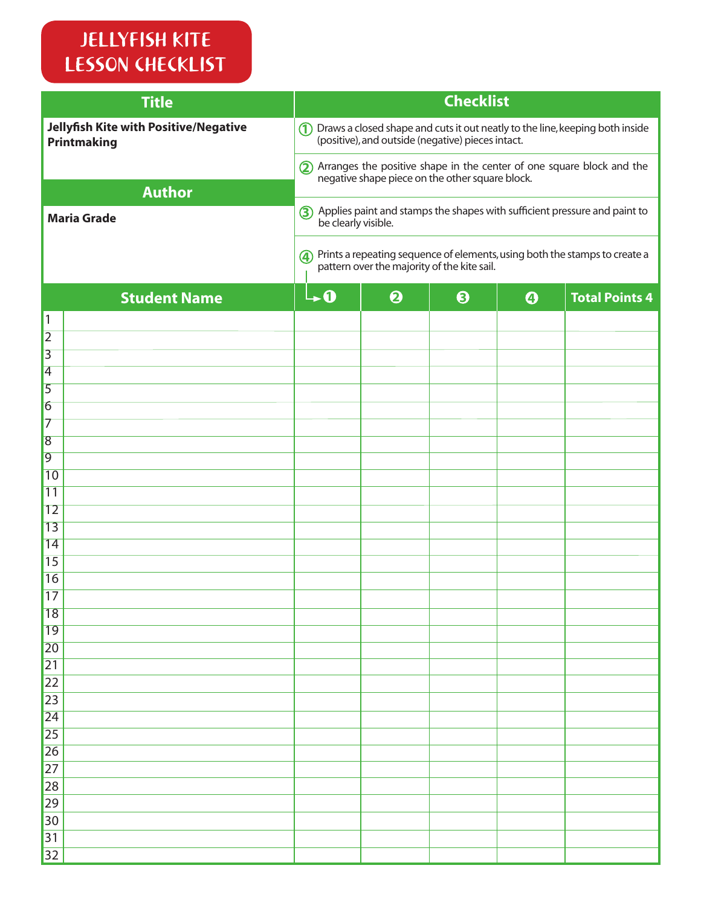# JELLYFISH KITE LESSON CHECKLIST

| Title | Checklist |
| --- | --- |
| **Jellyfish Kite with Positive/Negative Printmaking** | ① Draws a closed shape and cuts it out neatly to the line, keeping both inside (positive), and outside (negative) pieces intact. |
| | ② Arranges the positive shape in the center of one square block and the negative shape piece on the other square block. |
| **Author** | ③ Applies paint and stamps the shapes with sufficient pressure and paint to be clearly visible. |
| **Maria Grade** | ④ Prints a repeating sequence of elements, using both the stamps to create a pattern over the majority of the kite sail. |

| | Student Name | ❶ | ❷ | ❸ | ❹ | Total Points 4 |
| --- | --- | --- | --- | --- | --- | --- |
| 1 | | | | | | |
| 2 | | | | | | |
| 3 | | | | | | |
| 4 | | | | | | |
| 5 | | | | | | |
| 6 | | | | | | |
| 7 | | | | | | |
| 8 | | | | | | |
| 9 | | | | | | |
| 10 | | | | | | |
| 11 | | | | | | |
| 12 | | | | | | |
| 13 | | | | | | |
| 14 | | | | | | |
| 15 | | | | | | |
| 16 | | | | | | |
| 17 | | | | | | |
| 18 | | | | | | |
| 19 | | | | | | |
| 20 | | | | | | |
| 21 | | | | | | |
| 22 | | | | | | |
| 23 | | | | | | |
| 24 | | | | | | |
| 25 | | | | | | |
| 26 | | | | | | |
| 27 | | | | | | |
| 28 | | | | | | |
| 29 | | | | | | |
| 30 | | | | | | |
| 31 | | | | | | |
| 32 | | | | | | |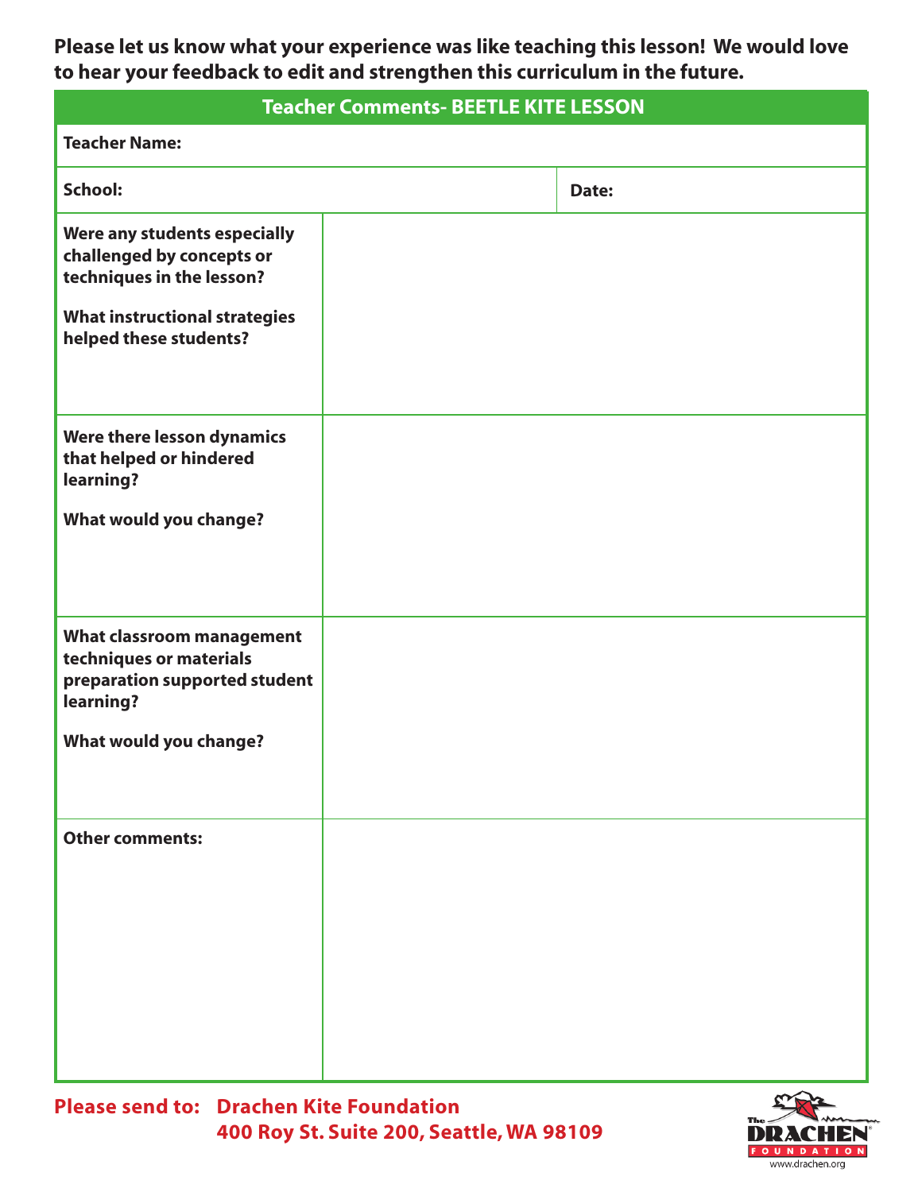**Please let us know what your experience was like teaching this lesson! We would love to hear your feedback to edit and strengthen this curriculum in the future.**

| Teacher Comments- BEETLE KITE LESSON | |
|---|---|
| **Teacher Name:** | |
| **School:** | **Date:** |
| **Were any students especially challenged by concepts or techniques in the lesson?**<br><br>**What instructional strategies helped these students?** | |
| **Were there lesson dynamics that helped or hindered learning?**<br><br>**What would you change?** | |
| **What classroom management techniques or materials preparation supported student learning?**<br><br>**What would you change?** | |
| **Other comments:** | |

**Please send to: Drachen Kite Foundation**
**400 Roy St. Suite 200, Seattle, WA 98109**

The DRACHEN FOUNDATION
www.drachen.org